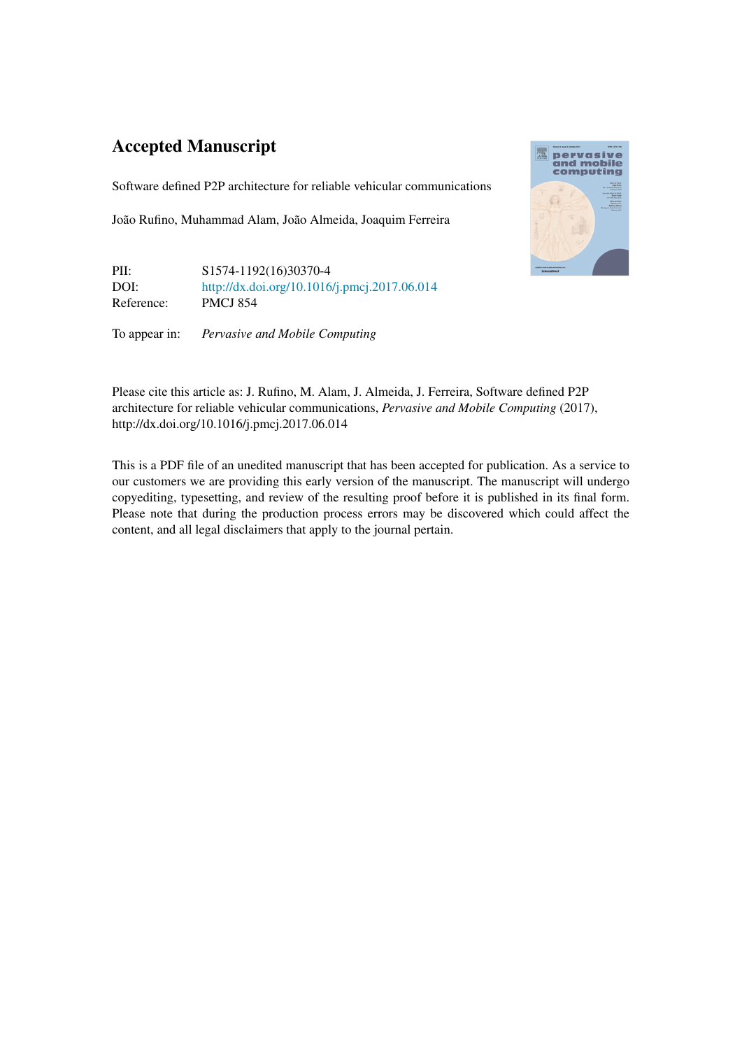# Accepted Manuscript

Software defined P2P architecture for reliable vehicular communications

João Rufino, Muhammad Alam, João Almeida, Joaquim Ferreira

PII: S1574-1192(16)30370-4
DOI: http://dx.doi.org/10.1016/j.pmcj.2017.06.014
Reference: PMCJ 854

To appear in: *Pervasive and Mobile Computing*

Please cite this article as: J. Rufino, M. Alam, J. Almeida, J. Ferreira, Software defined P2P architecture for reliable vehicular communications, *Pervasive and Mobile Computing* (2017), http://dx.doi.org/10.1016/j.pmcj.2017.06.014

This is a PDF file of an unedited manuscript that has been accepted for publication. As a service to our customers we are providing this early version of the manuscript. The manuscript will undergo copyediting, typesetting, and review of the resulting proof before it is published in its final form. Please note that during the production process errors may be discovered which could affect the content, and all legal disclaimers that apply to the journal pertain.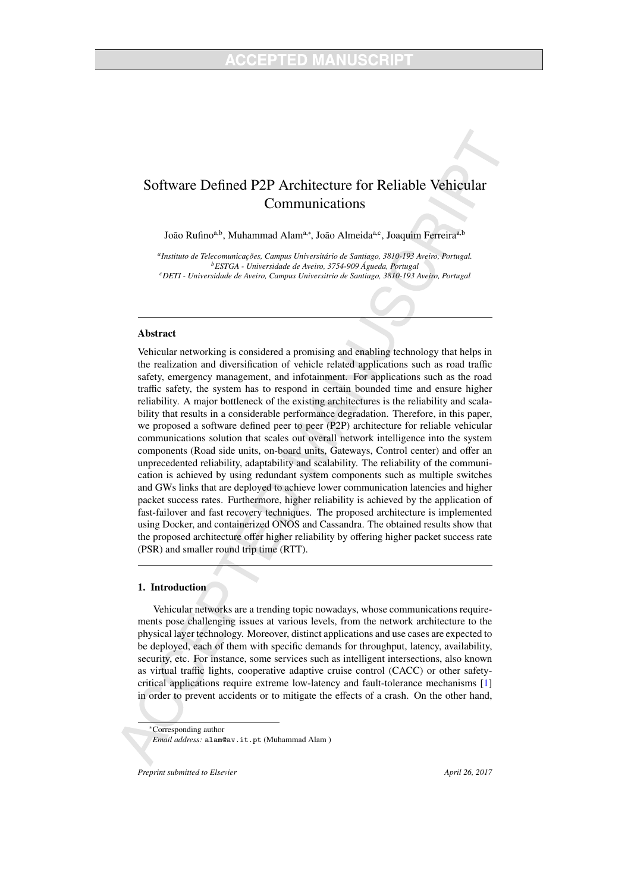# Software Defined P2P Architecture for Reliable Vehicular Communications

João Rufino[a,b], Muhammad Alam[a,*], João Almeida[a,c], Joaquim Ferreira[a,b]

[a] *Instituto de Telecomunicações, Campus Universitário de Santiago, 3810-193 Aveiro, Portugal.*
[b] *ESTGA - Universidade de Aveiro, 3754-909 Águeda, Portugal*
[c] *DETI - Universidade de Aveiro, Campus Universitrio de Santiago, 3810-193 Aveiro, Portugal*

## Abstract

Vehicular networking is considered a promising and enabling technology that helps in the realization and diversification of vehicle related applications such as road traffic safety, emergency management, and infotainment. For applications such as the road traffic safety, the system has to respond in certain bounded time and ensure higher reliability. A major bottleneck of the existing architectures is the reliability and scalability that results in a considerable performance degradation. Therefore, in this paper, we proposed a software defined peer to peer (P2P) architecture for reliable vehicular communications solution that scales out overall network intelligence into the system components (Road side units, on-board units, Gateways, Control center) and offer an unprecedented reliability, adaptability and scalability. The reliability of the communication is achieved by using redundant system components such as multiple switches and GWs links that are deployed to achieve lower communication latencies and higher packet success rates. Furthermore, higher reliability is achieved by the application of fast-failover and fast recovery techniques. The proposed architecture is implemented using Docker, and containerized ONOS and Cassandra. The obtained results show that the proposed architecture offer higher reliability by offering higher packet success rate (PSR) and smaller round trip time (RTT).

## 1. Introduction

Vehicular networks are a trending topic nowadays, whose communications requirements pose challenging issues at various levels, from the network architecture to the physical layer technology. Moreover, distinct applications and use cases are expected to be deployed, each of them with specific demands for throughput, latency, availability, security, etc. For instance, some services such as intelligent intersections, also known as virtual traffic lights, cooperative adaptive cruise control (CACC) or other safety-critical applications require extreme low-latency and fault-tolerance mechanisms [1] in order to prevent accidents or to mitigate the effects of a crash. On the other hand,

[*] Corresponding author
*Email address:* alam@av.it.pt (Muhammad Alam )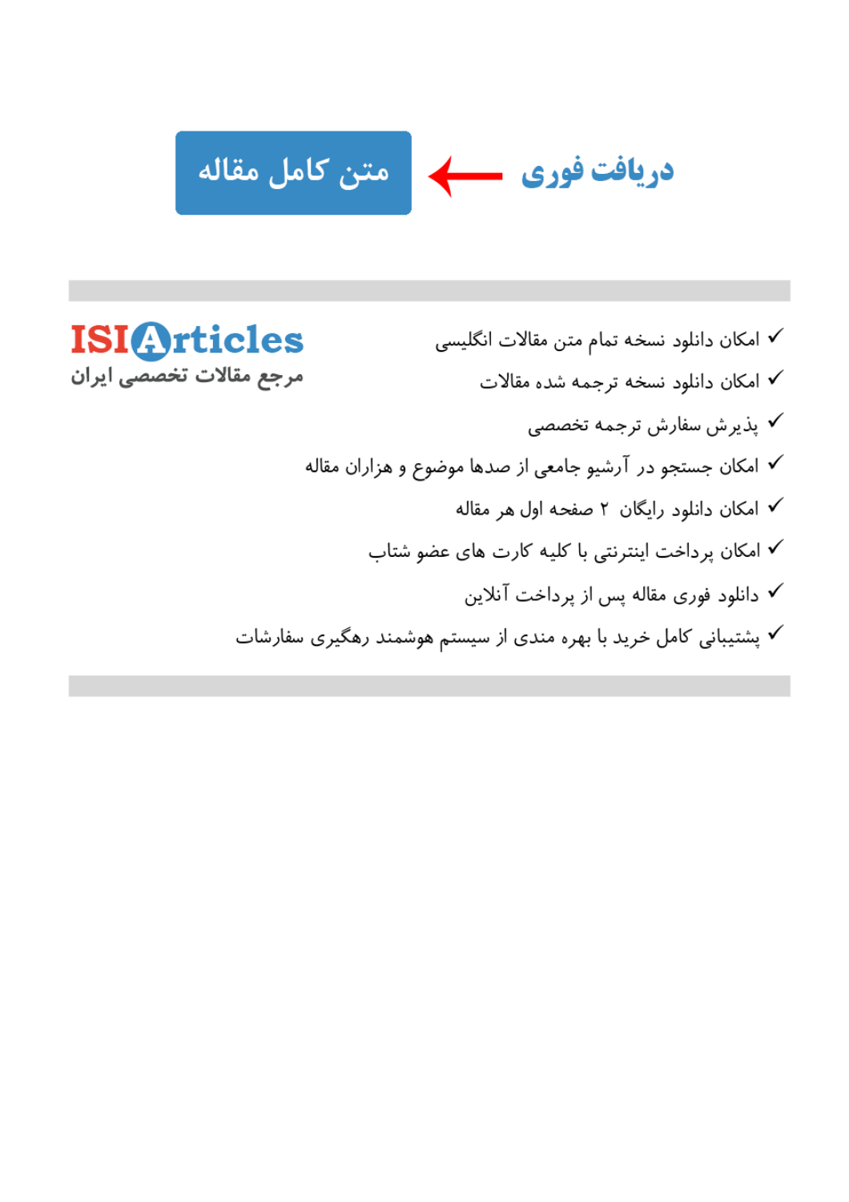دریافت فوری ← **متن کامل مقاله**

**ISIArticles**
مرجع مقالات تخصصی ایران

- ✓ امکان دانلود نسخه تمام متن مقالات انگلیسی
- ✓ امکان دانلود نسخه ترجمه شده مقالات
- ✓ پذیرش سفارش ترجمه تخصصی
- ✓ امکان جستجو در آرشیو جامعی از صدها موضوع و هزاران مقاله
- ✓ امکان دانلود رایگان ۲ صفحه اول هر مقاله
- ✓ امکان پرداخت اینترنتی با کلیه کارت های عضو شتاب
- ✓ دانلود فوری مقاله پس از پرداخت آنلاین
- ✓ پشتیبانی کامل خرید با بهره مندی از سیستم هوشمند رهگیری سفارشات